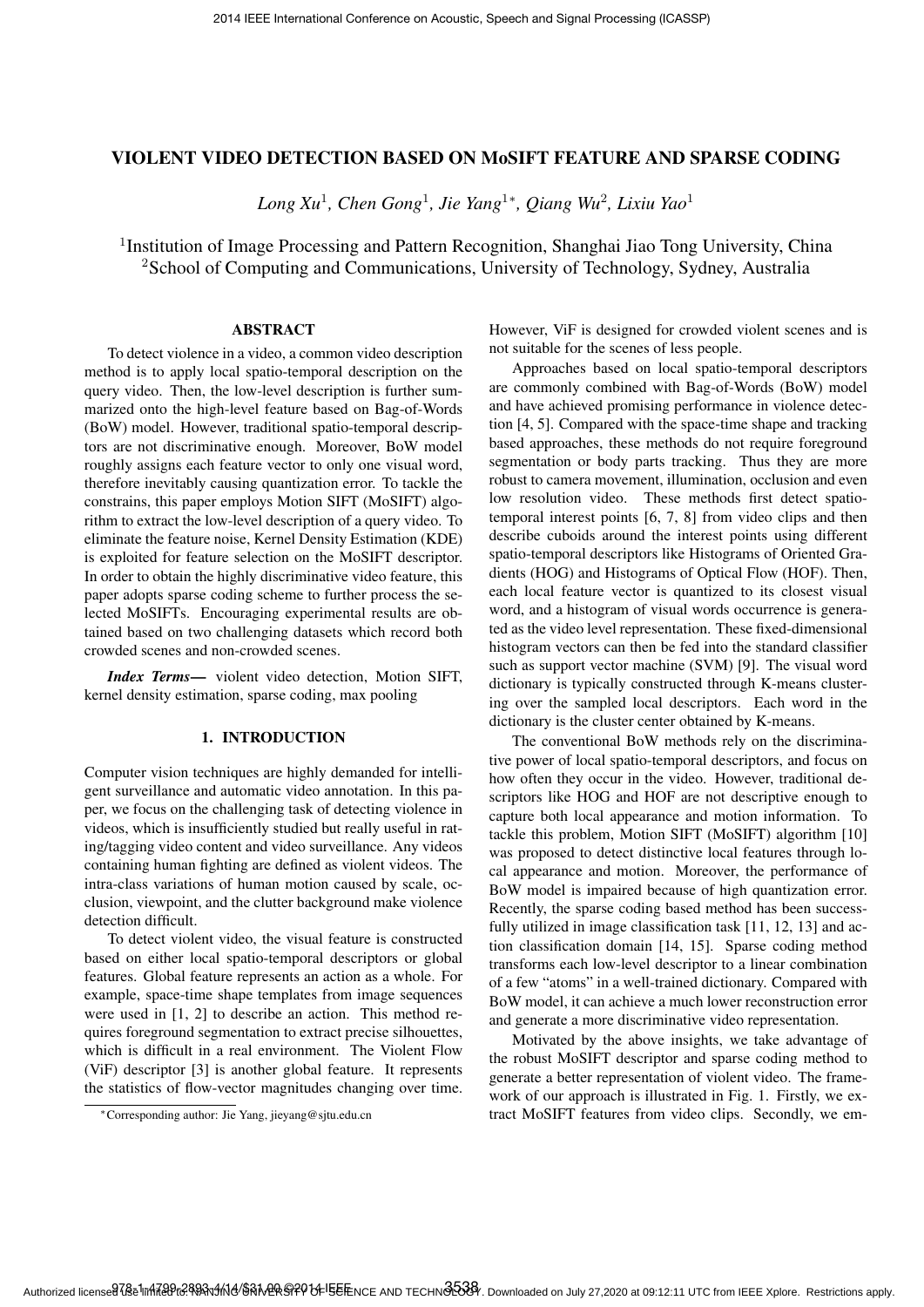# VIOLENT VIDEO DETECTION BASED ON MoSIFT FEATURE AND SPARSE CODING

*Long Xu*[1], *Chen Gong*[1], *Jie Yang*[1*], *Qiang Wu*[2], *Lixiu Yao*[1]

[1]Institution of Image Processing and Pattern Recognition, Shanghai Jiao Tong University, China
[2]School of Computing and Communications, University of Technology, Sydney, Australia

## ABSTRACT

To detect violence in a video, a common video description method is to apply local spatio-temporal description on the query video. Then, the low-level description is further summarized onto the high-level feature based on Bag-of-Words (BoW) model. However, traditional spatio-temporal descriptors are not discriminative enough. Moreover, BoW model roughly assigns each feature vector to only one visual word, therefore inevitably causing quantization error. To tackle the constrains, this paper employs Motion SIFT (MoSIFT) algorithm to extract the low-level description of a query video. To eliminate the feature noise, Kernel Density Estimation (KDE) is exploited for feature selection on the MoSIFT descriptor. In order to obtain the highly discriminative video feature, this paper adopts sparse coding scheme to further process the selected MoSIFTs. Encouraging experimental results are obtained based on two challenging datasets which record both crowded scenes and non-crowded scenes.

***Index Terms*—** violent video detection, Motion SIFT, kernel density estimation, sparse coding, max pooling

## 1. INTRODUCTION

Computer vision techniques are highly demanded for intelligent surveillance and automatic video annotation. In this paper, we focus on the challenging task of detecting violence in videos, which is insufficiently studied but really useful in rating/tagging video content and video surveillance. Any videos containing human fighting are defined as violent videos. The intra-class variations of human motion caused by scale, occlusion, viewpoint, and the clutter background make violence detection difficult.

To detect violent video, the visual feature is constructed based on either local spatio-temporal descriptors or global features. Global feature represents an action as a whole. For example, space-time shape templates from image sequences were used in [1, 2] to describe an action. This method requires foreground segmentation to extract precise silhouettes, which is difficult in a real environment. The Violent Flow (ViF) descriptor [3] is another global feature. It represents the statistics of flow-vector magnitudes changing over time. However, ViF is designed for crowded violent scenes and is not suitable for the scenes of less people.

Approaches based on local spatio-temporal descriptors are commonly combined with Bag-of-Words (BoW) model and have achieved promising performance in violence detection [4, 5]. Compared with the space-time shape and tracking based approaches, these methods do not require foreground segmentation or body parts tracking. Thus they are more robust to camera movement, illumination, occlusion and even low resolution video. These methods first detect spatio-temporal interest points [6, 7, 8] from video clips and then describe cuboids around the interest points using different spatio-temporal descriptors like Histograms of Oriented Gradients (HOG) and Histograms of Optical Flow (HOF). Then, each local feature vector is quantized to its closest visual word, and a histogram of visual words occurrence is generated as the video level representation. These fixed-dimensional histogram vectors can then be fed into the standard classifier such as support vector machine (SVM) [9]. The visual word dictionary is typically constructed through K-means clustering over the sampled local descriptors. Each word in the dictionary is the cluster center obtained by K-means.

The conventional BoW methods rely on the discriminative power of local spatio-temporal descriptors, and focus on how often they occur in the video. However, traditional descriptors like HOG and HOF are not descriptive enough to capture both local appearance and motion information. To tackle this problem, Motion SIFT (MoSIFT) algorithm [10] was proposed to detect distinctive local features through local appearance and motion. Moreover, the performance of BoW model is impaired because of high quantization error. Recently, the sparse coding based method has been successfully utilized in image classification task [11, 12, 13] and action classification domain [14, 15]. Sparse coding method transforms each low-level descriptor to a linear combination of a few "atoms" in a well-trained dictionary. Compared with BoW model, it can achieve a much lower reconstruction error and generate a more discriminative video representation.

Motivated by the above insights, we take advantage of the robust MoSIFT descriptor and sparse coding method to generate a better representation of violent video. The framework of our approach is illustrated in Fig. 1. Firstly, we extract MoSIFT features from video clips. Secondly, we em-

*Corresponding author: Jie Yang, jieyang@sjtu.edu.cn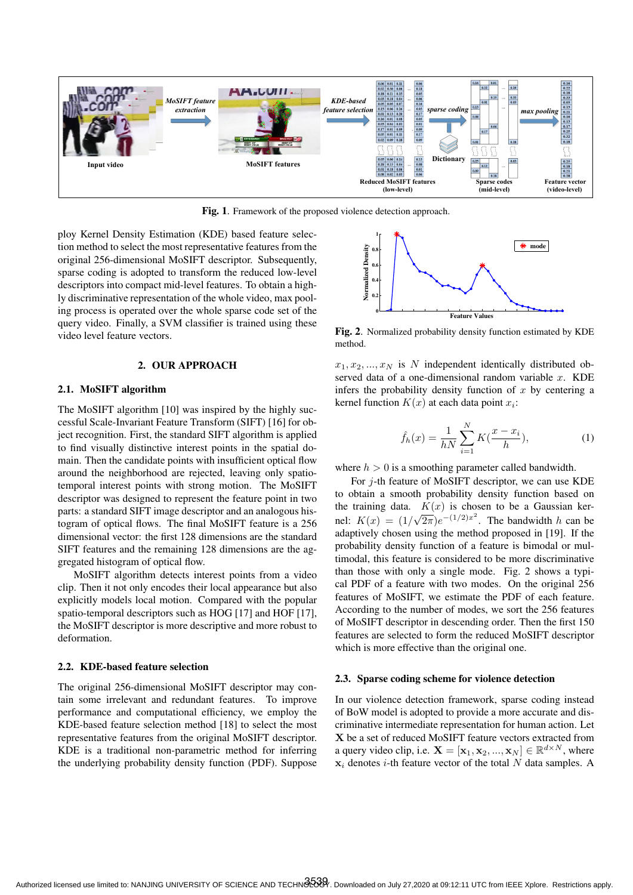Fig. 1. Framework of the proposed violence detection approach.

ploy Kernel Density Estimation (KDE) based feature selection method to select the most representative features from the original 256-dimensional MoSIFT descriptor. Subsequently, sparse coding is adopted to transform the reduced low-level descriptors into compact mid-level features. To obtain a highly discriminative representation of the whole video, max pooling process is operated over the whole sparse code set of the query video. Finally, a SVM classifier is trained using these video level feature vectors.

## 2. OUR APPROACH

### 2.1. MoSIFT algorithm

The MoSIFT algorithm [10] was inspired by the highly successful Scale-Invariant Feature Transform (SIFT) [16] for object recognition. First, the standard SIFT algorithm is applied to find visually distinctive interest points in the spatial domain. Then the candidate points with insufficient optical flow around the neighborhood are rejected, leaving only spatio-temporal interest points with strong motion. The MoSIFT descriptor was designed to represent the feature point in two parts: a standard SIFT image descriptor and an analogous histogram of optical flows. The final MoSIFT feature is a 256 dimensional vector: the first 128 dimensions are the standard SIFT features and the remaining 128 dimensions are the aggregated histogram of optical flow.

MoSIFT algorithm detects interest points from a video clip. Then it not only encodes their local appearance but also explicitly models local motion. Compared with the popular spatio-temporal descriptors such as HOG [17] and HOF [17], the MoSIFT descriptor is more descriptive and more robust to deformation.

### 2.2. KDE-based feature selection

The original 256-dimensional MoSIFT descriptor may contain some irrelevant and redundant features. To improve performance and computational efficiency, we employ the KDE-based feature selection method [18] to select the most representative features from the original MoSIFT descriptor. KDE is a traditional non-parametric method for inferring the underlying probability density function (PDF). Suppose

Fig. 2. Normalized probability density function estimated by KDE method.

$x_1, x_2, ..., x_N$ is $N$ independent identically distributed observed data of a one-dimensional random variable $x$. KDE infers the probability density function of $x$ by centering a kernel function $K(x)$ at each data point $x_i$:

$$\hat{f}_h(x) = \frac{1}{hN}\sum_{i=1}^{N} K(\frac{x - x_i}{h}), \tag{1}$$

where $h > 0$ is a smoothing parameter called bandwidth.

For $j$-th feature of MoSIFT descriptor, we can use KDE to obtain a smooth probability density function based on the training data. $K(x)$ is chosen to be a Gaussian kernel: $K(x) = (1/\sqrt{2\pi})e^{-(1/2)x^2}$. The bandwidth $h$ can be adaptively chosen using the method proposed in [19]. If the probability density function of a feature is bimodal or multimodal, this feature is considered to be more discriminative than those with only a single mode. Fig. 2 shows a typical PDF of a feature with two modes. On the original 256 features of MoSIFT, we estimate the PDF of each feature. According to the number of modes, we sort the 256 features of MoSIFT descriptor in descending order. Then the first 150 features are selected to form the reduced MoSIFT descriptor which is more effective than the original one.

### 2.3. Sparse coding scheme for violence detection

In our violence detection framework, sparse coding instead of BoW model is adopted to provide a more accurate and discriminative intermediate representation for human action. Let $\mathbf{X}$ be a set of reduced MoSIFT feature vectors extracted from a query video clip, i.e. $\mathbf{X} = [\mathbf{x}_1, \mathbf{x}_2, ..., \mathbf{x}_N] \in \mathbb{R}^{d \times N}$, where $\mathbf{x}_i$ denotes $i$-th feature vector of the total $N$ data samples. A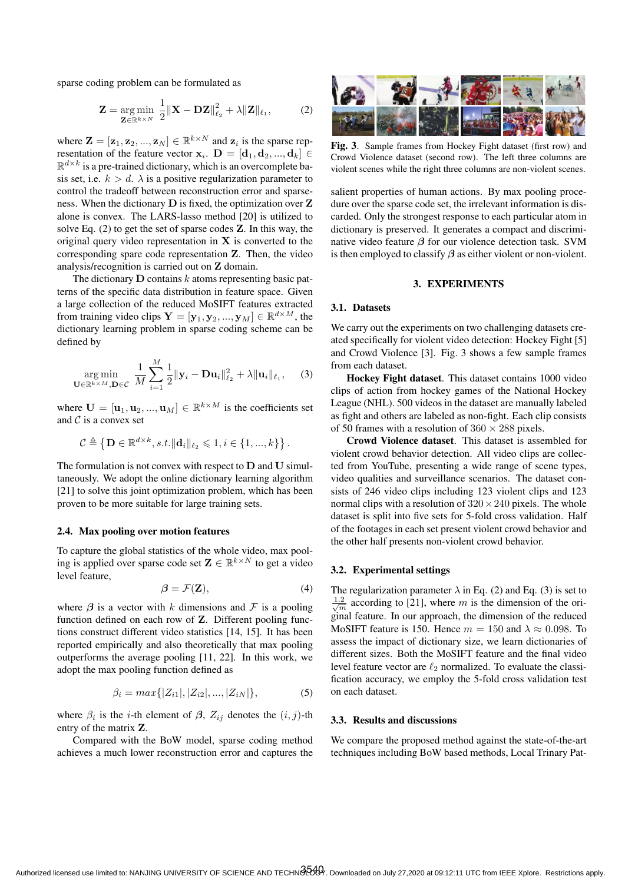sparse coding problem can be formulated as

$$\mathbf{Z} = \underset{\mathbf{Z} \in \mathbb{R}^{k \times N}}{\arg\min} \ \frac{1}{2}\|\mathbf{X} - \mathbf{D}\mathbf{Z}\|_{\ell_2}^2 + \lambda \|\mathbf{Z}\|_{\ell_1}, \tag{2}$$

where $\mathbf{Z} = [\mathbf{z}_1, \mathbf{z}_2, ..., \mathbf{z}_N] \in \mathbb{R}^{k \times N}$ and $\mathbf{z}_i$ is the sparse representation of the feature vector $\mathbf{x}_i$. $\mathbf{D} = [\mathbf{d}_1, \mathbf{d}_2, ..., \mathbf{d}_k] \in \mathbb{R}^{d \times k}$ is a pre-trained dictionary, which is an overcomplete basis set, i.e. $k > d$. $\lambda$ is a positive regularization parameter to control the tradeoff between reconstruction error and sparseness. When the dictionary $\mathbf{D}$ is fixed, the optimization over $\mathbf{Z}$ alone is convex. The LARS-lasso method [20] is utilized to solve Eq. (2) to get the set of sparse codes $\mathbf{Z}$. In this way, the original query video representation in $\mathbf{X}$ is converted to the corresponding spare code representation $\mathbf{Z}$. Then, the video analysis/recognition is carried out on $\mathbf{Z}$ domain.

The dictionary $\mathbf{D}$ contains $k$ atoms representing basic patterns of the specific data distribution in feature space. Given a large collection of the reduced MoSIFT features extracted from training video clips $\mathbf{Y} = [\mathbf{y}_1, \mathbf{y}_2, ..., \mathbf{y}_M] \in \mathbb{R}^{d \times M}$, the dictionary learning problem in sparse coding scheme can be defined by

$$\underset{\mathbf{U} \in \mathbb{R}^{k \times M}, \mathbf{D} \in \mathcal{C}}{\arg\min} \ \frac{1}{M} \sum_{i=1}^{M} \frac{1}{2}\|\mathbf{y}_i - \mathbf{D}\mathbf{u}_i\|_{\ell_2}^2 + \lambda \|\mathbf{u}_i\|_{\ell_1}, \tag{3}$$

where $\mathbf{U} = [\mathbf{u}_1, \mathbf{u}_2, ..., \mathbf{u}_M] \in \mathbb{R}^{k \times M}$ is the coefficients set and $\mathcal{C}$ is a convex set

$$\mathcal{C} \triangleq \left\{ \mathbf{D} \in \mathbb{R}^{d \times k}, s.t. \|\mathbf{d}_i\|_{\ell_2} \leqslant 1, i \in \{1, ..., k\} \right\}.$$

The formulation is not convex with respect to $\mathbf{D}$ and $\mathbf{U}$ simultaneously. We adopt the online dictionary learning algorithm [21] to solve this joint optimization problem, which has been proven to be more suitable for large training sets.

### 2.4. Max pooling over motion features

To capture the global statistics of the whole video, max pooling is applied over sparse code set $\mathbf{Z} \in \mathbb{R}^{k \times N}$ to get a video level feature,

$$\boldsymbol{\beta} = \mathcal{F}(\mathbf{Z}), \tag{4}$$

where $\boldsymbol{\beta}$ is a vector with $k$ dimensions and $\mathcal{F}$ is a pooling function defined on each row of $\mathbf{Z}$. Different pooling functions construct different video statistics [14, 15]. It has been reported empirically and also theoretically that max pooling outperforms the average pooling [11, 22]. In this work, we adopt the max pooling function defined as

$$\beta_i = max\{|Z_{i1}|, |Z_{i2}|, ..., |Z_{iN}|\}, \tag{5}$$

where $\beta_i$ is the $i$-th element of $\boldsymbol{\beta}$, $Z_{ij}$ denotes the $(i,j)$-th entry of the matrix $\mathbf{Z}$.

Compared with the BoW model, sparse coding method achieves a much lower reconstruction error and captures the salient properties of human actions. By max pooling procedure over the sparse code set, the irrelevant information is discarded. Only the strongest response to each particular atom in dictionary is preserved. It generates a compact and discriminative video feature $\boldsymbol{\beta}$ for our violence detection task. SVM is then employed to classify $\boldsymbol{\beta}$ as either violent or non-violent.

**Fig. 3**. Sample frames from Hockey Fight dataset (first row) and Crowd Violence dataset (second row). The left three columns are violent scenes while the right three columns are non-violent scenes.

## 3. EXPERIMENTS

### 3.1. Datasets

We carry out the experiments on two challenging datasets created specifically for violent video detection: Hockey Fight [5] and Crowd Violence [3]. Fig. 3 shows a few sample frames from each dataset.

**Hockey Fight dataset**. This dataset contains 1000 video clips of action from hockey games of the National Hockey League (NHL). 500 videos in the dataset are manually labeled as fight and others are labeled as non-fight. Each clip consists of 50 frames with a resolution of $360 \times 288$ pixels.

**Crowd Violence dataset**. This dataset is assembled for violent crowd behavior detection. All video clips are collected from YouTube, presenting a wide range of scene types, video qualities and surveillance scenarios. The dataset consists of 246 video clips including 123 violent clips and 123 normal clips with a resolution of $320 \times 240$ pixels. The whole dataset is split into five sets for 5-fold cross validation. Half of the footages in each set present violent crowd behavior and the other half presents non-violent crowd behavior.

### 3.2. Experimental settings

The regularization parameter $\lambda$ in Eq. (2) and Eq. (3) is set to $\frac{1.2}{\sqrt{m}}$ according to [21], where $m$ is the dimension of the original feature. In our approach, the dimension of the reduced MoSIFT feature is 150. Hence $m = 150$ and $\lambda \approx 0.098$. To assess the impact of dictionary size, we learn dictionaries of different sizes. Both the MoSIFT feature and the final video level feature vector are $\ell_2$ normalized. To evaluate the classification accuracy, we employ the 5-fold cross validation test on each dataset.

### 3.3. Results and discussions

We compare the proposed method against the state-of-the-art techniques including BoW based methods, Local Trinary Pat-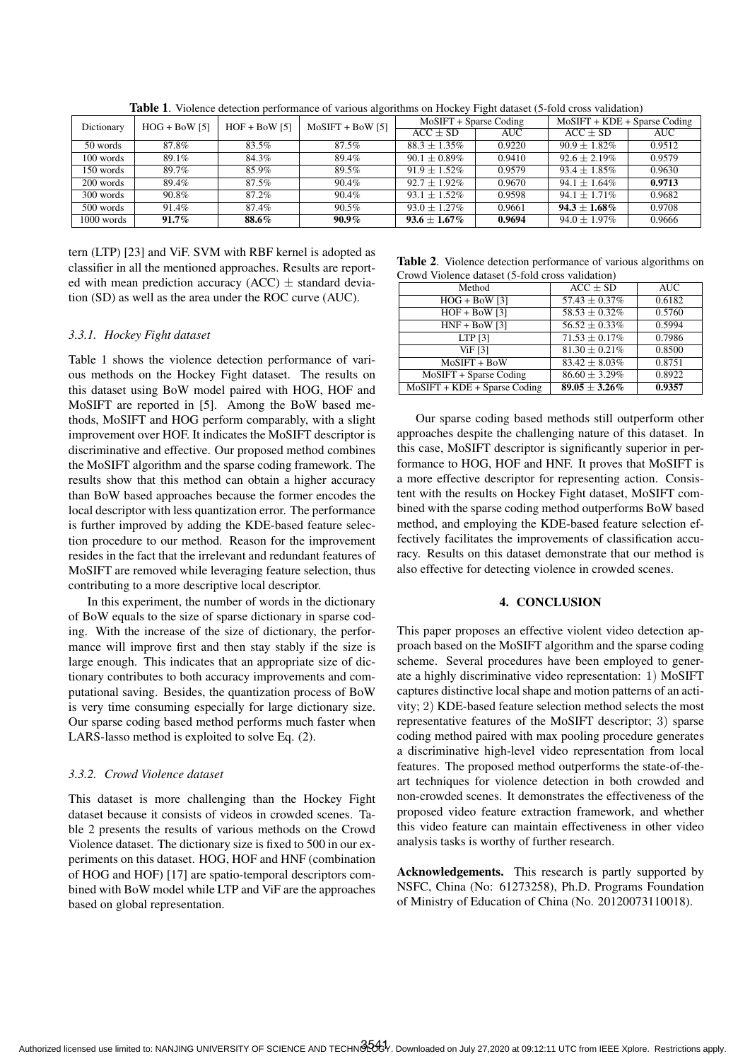**Table 1**. Violence detection performance of various algorithms on Hockey Fight dataset (5-fold cross validation)

| Dictionary | HOG + BoW [5] | HOF + BoW [5] | MoSIFT + BoW [5] | MoSIFT + Sparse Coding | | MoSIFT + KDE + Sparse Coding | |
|---|---|---|---|---|---|---|---|
| | | | | ACC ± SD | AUC | ACC ± SD | AUC |
| 50 words | 87.8% | 83.5% | 87.5% | 88.3 ± 1.35% | 0.9220 | 90.9 ± 1.82% | 0.9512 |
| 100 words | 89.1% | 84.3% | 89.4% | 90.1 ± 0.89% | 0.9410 | 92.6 ± 2.19% | 0.9579 |
| 150 words | 89.7% | 85.9% | 89.5% | 91.9 ± 1.52% | 0.9579 | 93.4 ± 1.85% | 0.9630 |
| 200 words | 89.4% | 87.5% | 90.4% | 92.7 ± 1.92% | 0.9670 | 94.1 ± 1.64% | **0.9713** |
| 300 words | 90.8% | 87.2% | 90.4% | 93.1 ± 1.52% | 0.9598 | 94.1 ± 1.71% | 0.9682 |
| 500 words | 91.4% | 87.4% | 90.5% | 93.0 ± 1.27% | 0.9661 | **94.3 ± 1.68%** | 0.9708 |
| 1000 words | **91.7%** | **88.6%** | **90.9%** | **93.6 ± 1.67%** | **0.9694** | 94.0 ± 1.97% | 0.9666 |

tern (LTP) [23] and ViF. SVM with RBF kernel is adopted as classifier in all the mentioned approaches. Results are reported with mean prediction accuracy (ACC) ± standard deviation (SD) as well as the area under the ROC curve (AUC).

### 3.3.1. Hockey Fight dataset

Table 1 shows the violence detection performance of various methods on the Hockey Fight dataset. The results on this dataset using BoW model paired with HOG, HOF and MoSIFT are reported in [5]. Among the BoW based methods, MoSIFT and HOG perform comparably, with a slight improvement over HOF. It indicates the MoSIFT descriptor is discriminative and effective. Our proposed method combines the MoSIFT algorithm and the sparse coding framework. The results show that this method can obtain a higher accuracy than BoW based approaches because the former encodes the local descriptor with less quantization error. The performance is further improved by adding the KDE-based feature selection procedure to our method. Reason for the improvement resides in the fact that the irrelevant and redundant features of MoSIFT are removed while leveraging feature selection, thus contributing to a more descriptive local descriptor.

In this experiment, the number of words in the dictionary of BoW equals to the size of sparse dictionary in sparse coding. With the increase of the size of dictionary, the performance will improve first and then stay stably if the size is large enough. This indicates that an appropriate size of dictionary contributes to both accuracy improvements and computational saving. Besides, the quantization process of BoW is very time consuming especially for large dictionary size. Our sparse coding based method performs much faster when LARS-lasso method is exploited to solve Eq. (2).

### 3.3.2. Crowd Violence dataset

This dataset is more challenging than the Hockey Fight dataset because it consists of videos in crowded scenes. Table 2 presents the results of various methods on the Crowd Violence dataset. The dictionary size is fixed to 500 in our experiments on this dataset. HOG, HOF and HNF (combination of HOG and HOF) [17] are spatio-temporal descriptors combined with BoW model while LTP and ViF are the approaches based on global representation.

**Table 2**. Violence detection performance of various algorithms on Crowd Violence dataset (5-fold cross validation)

| Method | ACC ± SD | AUC |
|---|---|---|
| HOG + BoW [3] | 57.43 ± 0.37% | 0.6182 |
| HOF + BoW [3] | 58.53 ± 0.32% | 0.5760 |
| HNF + BoW [3] | 56.52 ± 0.33% | 0.5994 |
| LTP [3] | 71.53 ± 0.17% | 0.7986 |
| ViF [3] | 81.30 ± 0.21% | 0.8500 |
| MoSIFT + BoW | 83.42 ± 8.03% | 0.8751 |
| MoSIFT + Sparse Coding | 86.60 ± 3.29% | 0.8922 |
| MoSIFT + KDE + Sparse Coding | **89.05 ± 3.26%** | **0.9357** |

Our sparse coding based methods still outperform other approaches despite the challenging nature of this dataset. In this case, MoSIFT descriptor is significantly superior in performance to HOG, HOF and HNF. It proves that MoSIFT is a more effective descriptor for representing action. Consistent with the results on Hockey Fight dataset, MoSIFT combined with the sparse coding method outperforms BoW based method, and employing the KDE-based feature selection effectively facilitates the improvements of classification accuracy. Results on this dataset demonstrate that our method is also effective for detecting violence in crowded scenes.

## 4. CONCLUSION

This paper proposes an effective violent video detection approach based on the MoSIFT algorithm and the sparse coding scheme. Several procedures have been employed to generate a highly discriminative video representation: 1) MoSIFT captures distinctive local shape and motion patterns of an activity; 2) KDE-based feature selection method selects the most representative features of the MoSIFT descriptor; 3) sparse coding method paired with max pooling procedure generates a discriminative high-level video representation from local features. The proposed method outperforms the state-of-the-art techniques for violence detection in both crowded and non-crowded scenes. It demonstrates the effectiveness of the proposed video feature extraction framework, and whether this video feature can maintain effectiveness in other video analysis tasks is worthy of further research.

**Acknowledgements.** This research is partly supported by NSFC, China (No: 61273258), Ph.D. Programs Foundation of Ministry of Education of China (No. 20120073110018).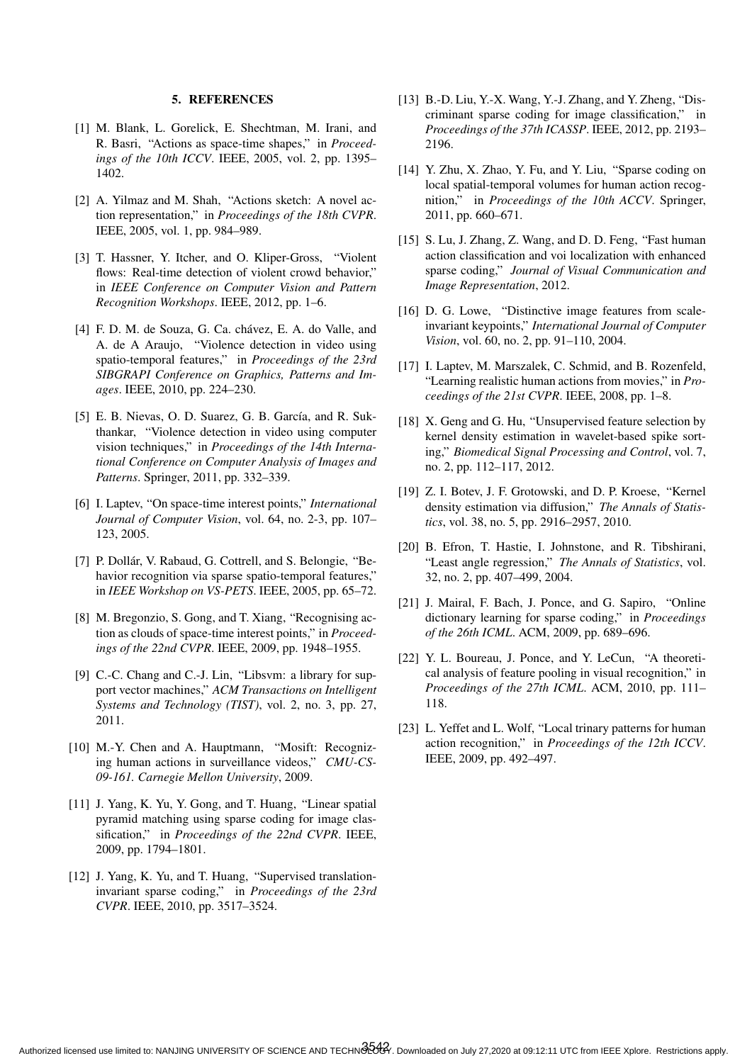### 5. REFERENCES

[1] M. Blank, L. Gorelick, E. Shechtman, M. Irani, and R. Basri, "Actions as space-time shapes," in *Proceedings of the 10th ICCV*. IEEE, 2005, vol. 2, pp. 1395–1402.

[2] A. Yilmaz and M. Shah, "Actions sketch: A novel action representation," in *Proceedings of the 18th CVPR*. IEEE, 2005, vol. 1, pp. 984–989.

[3] T. Hassner, Y. Itcher, and O. Kliper-Gross, "Violent flows: Real-time detection of violent crowd behavior," in *IEEE Conference on Computer Vision and Pattern Recognition Workshops*. IEEE, 2012, pp. 1–6.

[4] F. D. M. de Souza, G. Ca. chávez, E. A. do Valle, and A. de A Araujo, "Violence detection in video using spatio-temporal features," in *Proceedings of the 23rd SIBGRAPI Conference on Graphics, Patterns and Images*. IEEE, 2010, pp. 224–230.

[5] E. B. Nievas, O. D. Suarez, G. B. García, and R. Sukthankar, "Violence detection in video using computer vision techniques," in *Proceedings of the 14th International Conference on Computer Analysis of Images and Patterns*. Springer, 2011, pp. 332–339.

[6] I. Laptev, "On space-time interest points," *International Journal of Computer Vision*, vol. 64, no. 2-3, pp. 107–123, 2005.

[7] P. Dollár, V. Rabaud, G. Cottrell, and S. Belongie, "Behavior recognition via sparse spatio-temporal features," in *IEEE Workshop on VS-PETS*. IEEE, 2005, pp. 65–72.

[8] M. Bregonzio, S. Gong, and T. Xiang, "Recognising action as clouds of space-time interest points," in *Proceedings of the 22nd CVPR*. IEEE, 2009, pp. 1948–1955.

[9] C.-C. Chang and C.-J. Lin, "Libsvm: a library for support vector machines," *ACM Transactions on Intelligent Systems and Technology (TIST)*, vol. 2, no. 3, pp. 27, 2011.

[10] M.-Y. Chen and A. Hauptmann, "Mosift: Recognizing human actions in surveillance videos," *CMU-CS-09-161. Carnegie Mellon University*, 2009.

[11] J. Yang, K. Yu, Y. Gong, and T. Huang, "Linear spatial pyramid matching using sparse coding for image classification," in *Proceedings of the 22nd CVPR*. IEEE, 2009, pp. 1794–1801.

[12] J. Yang, K. Yu, and T. Huang, "Supervised translation-invariant sparse coding," in *Proceedings of the 23rd CVPR*. IEEE, 2010, pp. 3517–3524.

[13] B.-D. Liu, Y.-X. Wang, Y.-J. Zhang, and Y. Zheng, "Discriminant sparse coding for image classification," in *Proceedings of the 37th ICASSP*. IEEE, 2012, pp. 2193–2196.

[14] Y. Zhu, X. Zhao, Y. Fu, and Y. Liu, "Sparse coding on local spatial-temporal volumes for human action recognition," in *Proceedings of the 10th ACCV*. Springer, 2011, pp. 660–671.

[15] S. Lu, J. Zhang, Z. Wang, and D. D. Feng, "Fast human action classification and voi localization with enhanced sparse coding," *Journal of Visual Communication and Image Representation*, 2012.

[16] D. G. Lowe, "Distinctive image features from scale-invariant keypoints," *International Journal of Computer Vision*, vol. 60, no. 2, pp. 91–110, 2004.

[17] I. Laptev, M. Marszalek, C. Schmid, and B. Rozenfeld, "Learning realistic human actions from movies," in *Proceedings of the 21st CVPR*. IEEE, 2008, pp. 1–8.

[18] X. Geng and G. Hu, "Unsupervised feature selection by kernel density estimation in wavelet-based spike sorting," *Biomedical Signal Processing and Control*, vol. 7, no. 2, pp. 112–117, 2012.

[19] Z. I. Botev, J. F. Grotowski, and D. P. Kroese, "Kernel density estimation via diffusion," *The Annals of Statistics*, vol. 38, no. 5, pp. 2916–2957, 2010.

[20] B. Efron, T. Hastie, I. Johnstone, and R. Tibshirani, "Least angle regression," *The Annals of Statistics*, vol. 32, no. 2, pp. 407–499, 2004.

[21] J. Mairal, F. Bach, J. Ponce, and G. Sapiro, "Online dictionary learning for sparse coding," in *Proceedings of the 26th ICML*. ACM, 2009, pp. 689–696.

[22] Y. L. Boureau, J. Ponce, and Y. LeCun, "A theoretical analysis of feature pooling in visual recognition," in *Proceedings of the 27th ICML*. ACM, 2010, pp. 111–118.

[23] L. Yeffet and L. Wolf, "Local trinary patterns for human action recognition," in *Proceedings of the 12th ICCV*. IEEE, 2009, pp. 492–497.